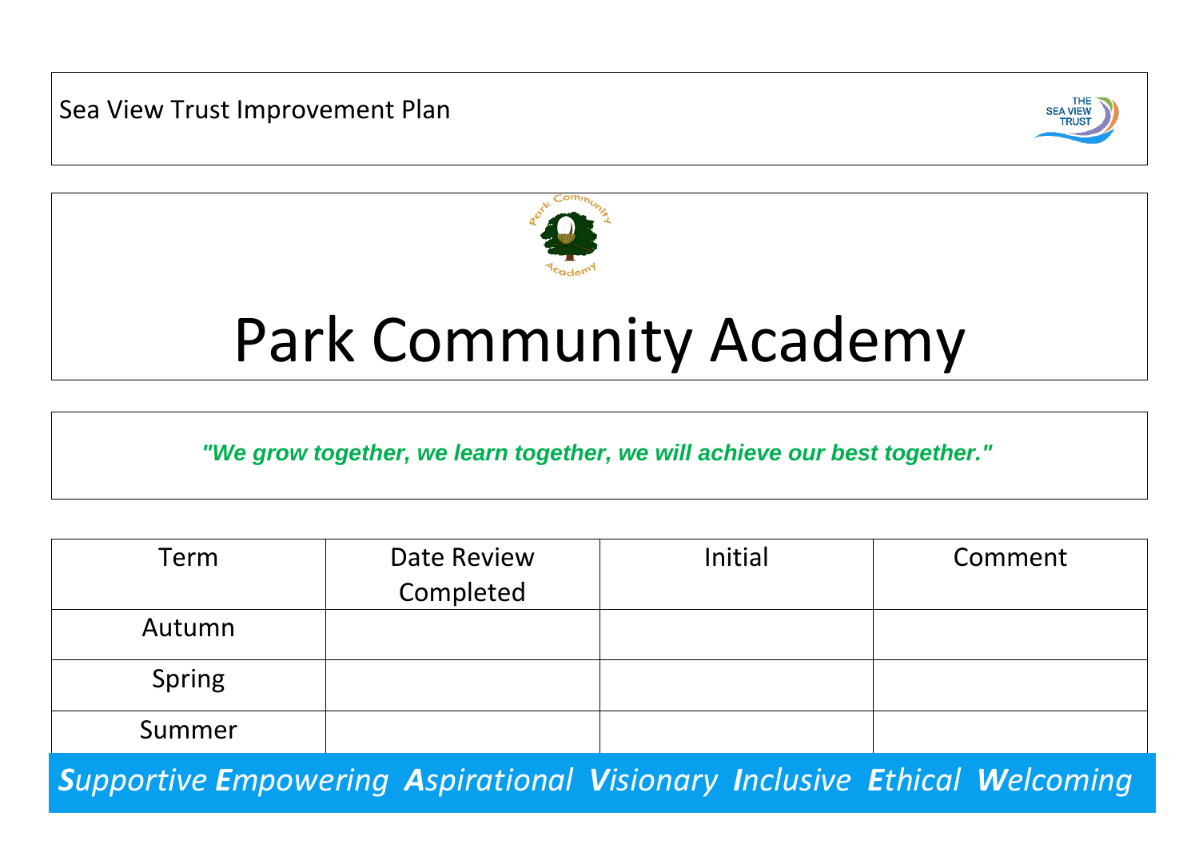Sea View Trust Improvement Plan

# Park Community Academy

***"We grow together, we learn together, we will achieve our best together."***

| Term | Date Review Completed | Initial | Comment |
|---|---|---|---|
| Autumn | | | |
| Spring | | | |
| Summer | | | |

***S****upportive* ***E****mpowering* ***A****spirational* ***V****isionary* ***I****nclusive* ***E****thical* ***W****elcoming*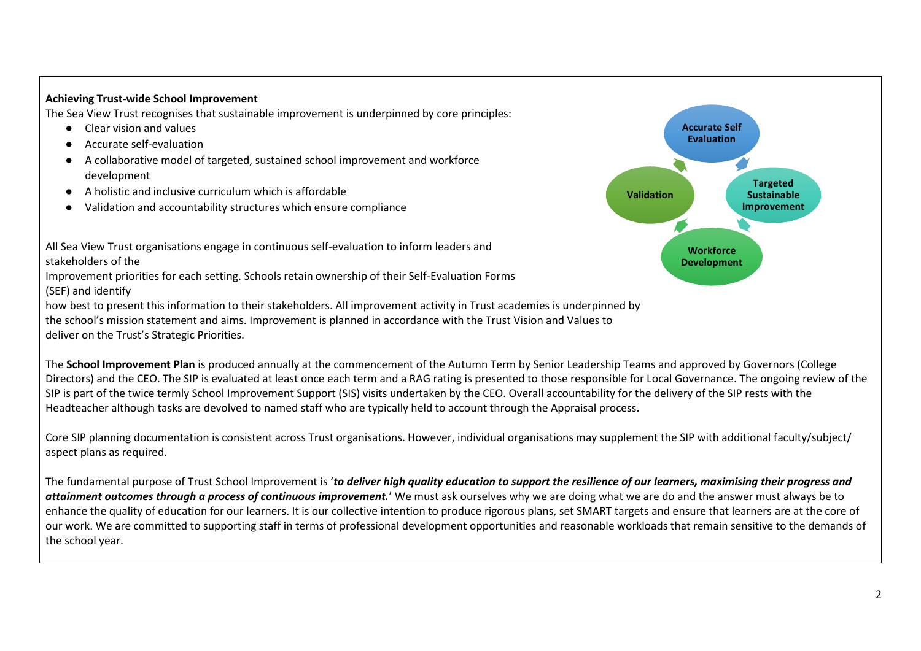**Achieving Trust-wide School Improvement**

The Sea View Trust recognises that sustainable improvement is underpinned by core principles:

- Clear vision and values
- Accurate self-evaluation
- A collaborative model of targeted, sustained school improvement and workforce development
- A holistic and inclusive curriculum which is affordable
- Validation and accountability structures which ensure compliance

Accurate Self Evaluation

Targeted Sustainable Improvement

Workforce Development

Validation

All Sea View Trust organisations engage in continuous self-evaluation to inform leaders and stakeholders of the Improvement priorities for each setting. Schools retain ownership of their Self-Evaluation Forms (SEF) and identify how best to present this information to their stakeholders. All improvement activity in Trust academies is underpinned by the school's mission statement and aims. Improvement is planned in accordance with the Trust Vision and Values to deliver on the Trust's Strategic Priorities.

The **School Improvement Plan** is produced annually at the commencement of the Autumn Term by Senior Leadership Teams and approved by Governors (College Directors) and the CEO. The SIP is evaluated at least once each term and a RAG rating is presented to those responsible for Local Governance. The ongoing review of the SIP is part of the twice termly School Improvement Support (SIS) visits undertaken by the CEO. Overall accountability for the delivery of the SIP rests with the Headteacher although tasks are devolved to named staff who are typically held to account through the Appraisal process.

Core SIP planning documentation is consistent across Trust organisations. However, individual organisations may supplement the SIP with additional faculty/subject/ aspect plans as required.

The fundamental purpose of Trust School Improvement is '***to deliver high quality education to support the resilience of our learners, maximising their progress and attainment outcomes through a process of continuous improvement.***' We must ask ourselves why we are doing what we are do and the answer must always be to enhance the quality of education for our learners. It is our collective intention to produce rigorous plans, set SMART targets and ensure that learners are at the core of our work. We are committed to supporting staff in terms of professional development opportunities and reasonable workloads that remain sensitive to the demands of the school year.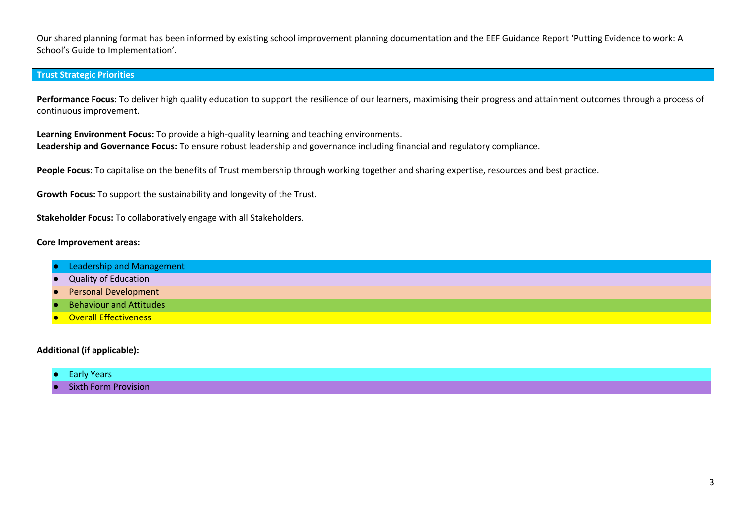Our shared planning format has been informed by existing school improvement planning documentation and the EEF Guidance Report 'Putting Evidence to work: A School's Guide to Implementation'.

## Trust Strategic Priorities

**Performance Focus:** To deliver high quality education to support the resilience of our learners, maximising their progress and attainment outcomes through a process of continuous improvement.

**Learning Environment Focus:** To provide a high-quality learning and teaching environments.
**Leadership and Governance Focus:** To ensure robust leadership and governance including financial and regulatory compliance.

**People Focus:** To capitalise on the benefits of Trust membership through working together and sharing expertise, resources and best practice.

**Growth Focus:** To support the sustainability and longevity of the Trust.

**Stakeholder Focus:** To collaboratively engage with all Stakeholders.

**Core Improvement areas:**

- Leadership and Management
- Quality of Education
- Personal Development
- Behaviour and Attitudes
- Overall Effectiveness

**Additional (if applicable):**

- Early Years
- Sixth Form Provision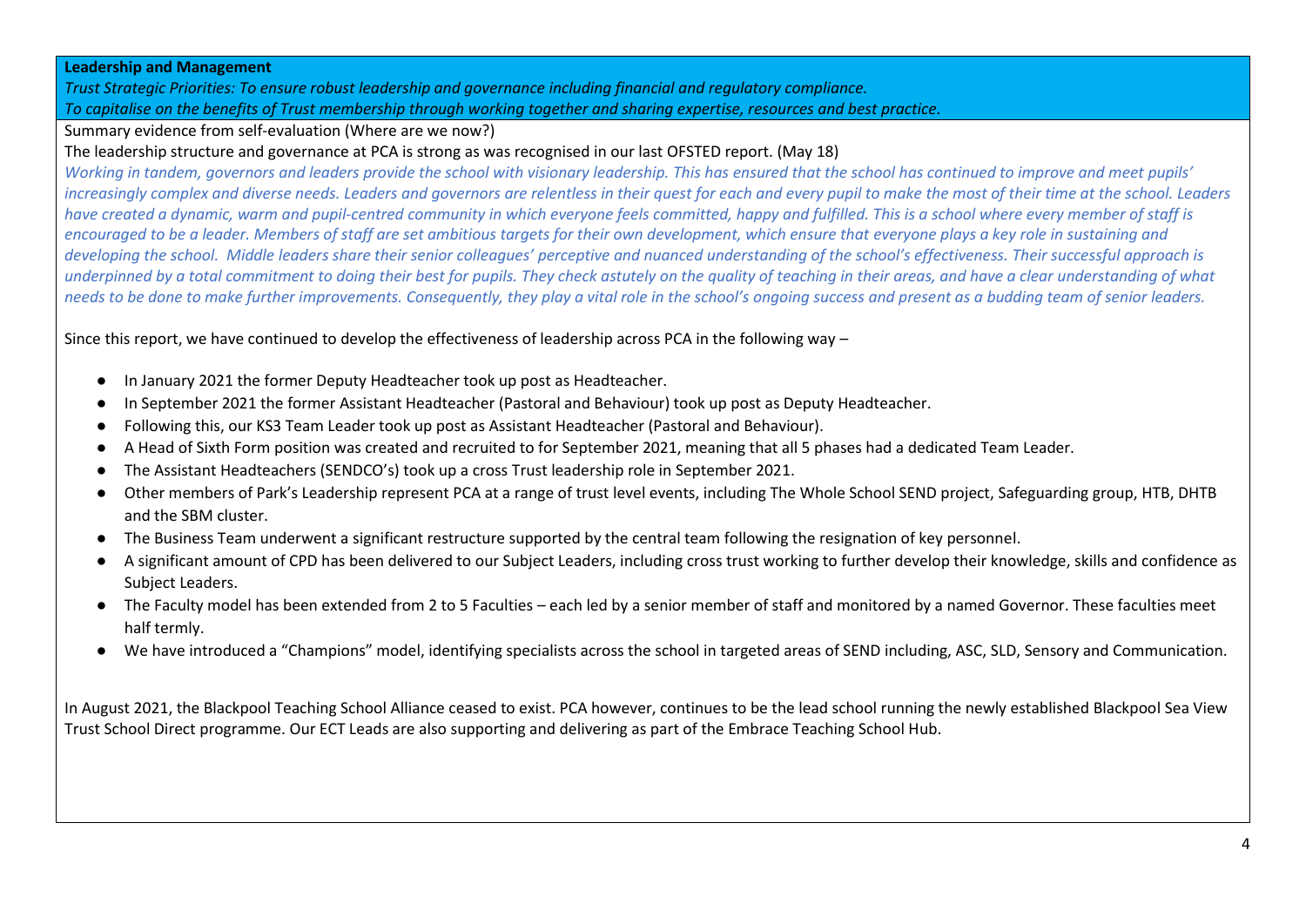**Leadership and Management**

*Trust Strategic Priorities: To ensure robust leadership and governance including financial and regulatory compliance.*
*To capitalise on the benefits of Trust membership through working together and sharing expertise, resources and best practice.*

Summary evidence from self-evaluation (Where are we now?)

The leadership structure and governance at PCA is strong as was recognised in our last OFSTED report. (May 18)

*Working in tandem, governors and leaders provide the school with visionary leadership. This has ensured that the school has continued to improve and meet pupils' increasingly complex and diverse needs. Leaders and governors are relentless in their quest for each and every pupil to make the most of their time at the school. Leaders have created a dynamic, warm and pupil-centred community in which everyone feels committed, happy and fulfilled. This is a school where every member of staff is encouraged to be a leader. Members of staff are set ambitious targets for their own development, which ensure that everyone plays a key role in sustaining and developing the school. Middle leaders share their senior colleagues' perceptive and nuanced understanding of the school's effectiveness. Their successful approach is underpinned by a total commitment to doing their best for pupils. They check astutely on the quality of teaching in their areas, and have a clear understanding of what needs to be done to make further improvements. Consequently, they play a vital role in the school's ongoing success and present as a budding team of senior leaders.*

Since this report, we have continued to develop the effectiveness of leadership across PCA in the following way –

- In January 2021 the former Deputy Headteacher took up post as Headteacher.
- In September 2021 the former Assistant Headteacher (Pastoral and Behaviour) took up post as Deputy Headteacher.
- Following this, our KS3 Team Leader took up post as Assistant Headteacher (Pastoral and Behaviour).
- A Head of Sixth Form position was created and recruited to for September 2021, meaning that all 5 phases had a dedicated Team Leader.
- The Assistant Headteachers (SENDCO's) took up a cross Trust leadership role in September 2021.
- Other members of Park's Leadership represent PCA at a range of trust level events, including The Whole School SEND project, Safeguarding group, HTB, DHTB and the SBM cluster.
- The Business Team underwent a significant restructure supported by the central team following the resignation of key personnel.
- A significant amount of CPD has been delivered to our Subject Leaders, including cross trust working to further develop their knowledge, skills and confidence as Subject Leaders.
- The Faculty model has been extended from 2 to 5 Faculties – each led by a senior member of staff and monitored by a named Governor. These faculties meet half termly.
- We have introduced a "Champions" model, identifying specialists across the school in targeted areas of SEND including, ASC, SLD, Sensory and Communication.

In August 2021, the Blackpool Teaching School Alliance ceased to exist. PCA however, continues to be the lead school running the newly established Blackpool Sea View Trust School Direct programme. Our ECT Leads are also supporting and delivering as part of the Embrace Teaching School Hub.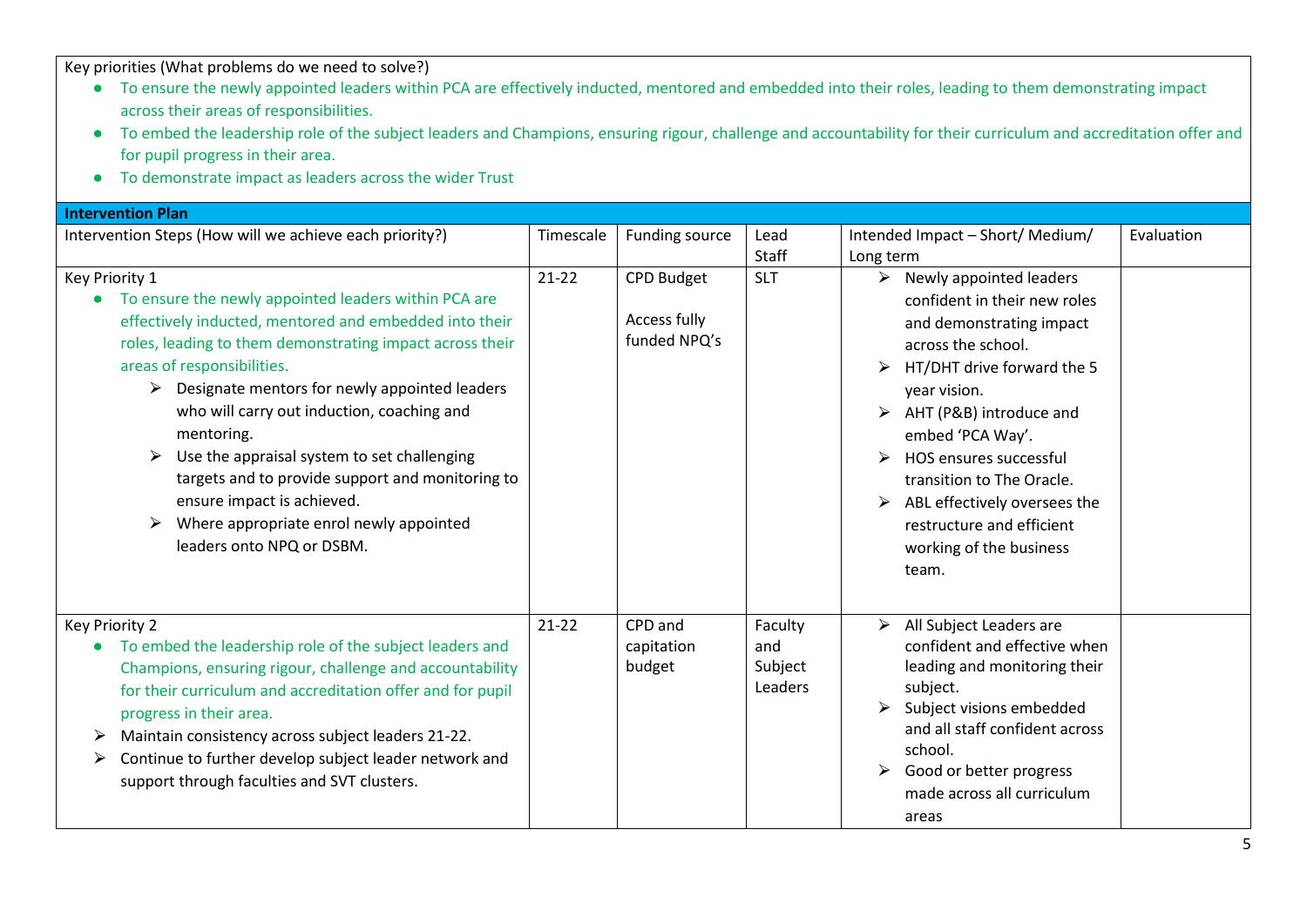Key priorities (What problems do we need to solve?)

- To ensure the newly appointed leaders within PCA are effectively inducted, mentored and embedded into their roles, leading to them demonstrating impact across their areas of responsibilities.
- To embed the leadership role of the subject leaders and Champions, ensuring rigour, challenge and accountability for their curriculum and accreditation offer and for pupil progress in their area.
- To demonstrate impact as leaders across the wider Trust

**Intervention Plan**

| Intervention Steps (How will we achieve each priority?) | Timescale | Funding source | Lead Staff | Intended Impact – Short/ Medium/ Long term | Evaluation |
|---|---|---|---|---|---|
| Key Priority 1<br>• To ensure the newly appointed leaders within PCA are effectively inducted, mentored and embedded into their roles, leading to them demonstrating impact across their areas of responsibilities.<br>➢ Designate mentors for newly appointed leaders who will carry out induction, coaching and mentoring.<br>➢ Use the appraisal system to set challenging targets and to provide support and monitoring to ensure impact is achieved.<br>➢ Where appropriate enrol newly appointed leaders onto NPQ or DSBM. | 21-22 | CPD Budget<br><br>Access fully funded NPQ's | SLT | ➢ Newly appointed leaders confident in their new roles and demonstrating impact across the school.<br>➢ HT/DHT drive forward the 5 year vision.<br>➢ AHT (P&B) introduce and embed 'PCA Way'.<br>➢ HOS ensures successful transition to The Oracle.<br>➢ ABL effectively oversees the restructure and efficient working of the business team. | |
| Key Priority 2<br>• To embed the leadership role of the subject leaders and Champions, ensuring rigour, challenge and accountability for their curriculum and accreditation offer and for pupil progress in their area.<br>➢ Maintain consistency across subject leaders 21-22.<br>➢ Continue to further develop subject leader network and support through faculties and SVT clusters. | 21-22 | CPD and capitation budget | Faculty and Subject Leaders | ➢ All Subject Leaders are confident and effective when leading and monitoring their subject.<br>➢ Subject visions embedded and all staff confident across school.<br>➢ Good or better progress made across all curriculum areas | |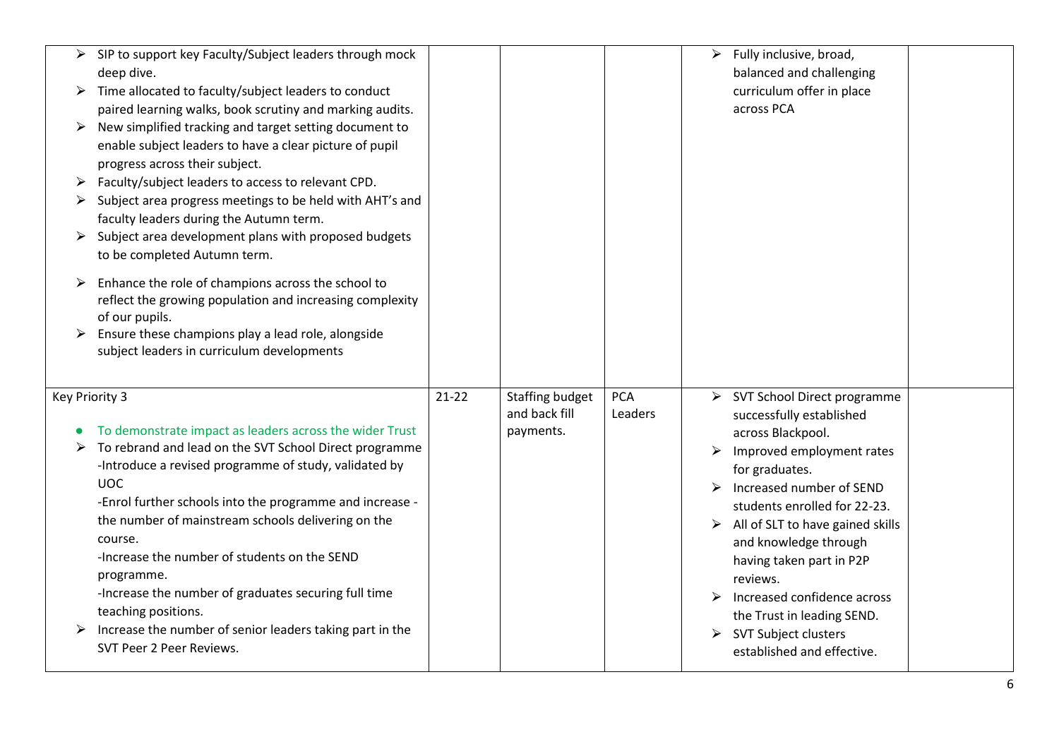| | | | | | |
|---|---|---|---|---|---|
| ➢ SIP to support key Faculty/Subject leaders through mock deep dive.<br>➢ Time allocated to faculty/subject leaders to conduct paired learning walks, book scrutiny and marking audits.<br>➢ New simplified tracking and target setting document to enable subject leaders to have a clear picture of pupil progress across their subject.<br>➢ Faculty/subject leaders to access to relevant CPD.<br>➢ Subject area progress meetings to be held with AHT's and faculty leaders during the Autumn term.<br>➢ Subject area development plans with proposed budgets to be completed Autumn term.<br>➢ Enhance the role of champions across the school to reflect the growing population and increasing complexity of our pupils.<br>➢ Ensure these champions play a lead role, alongside subject leaders in curriculum developments | | | | ➢ Fully inclusive, broad, balanced and challenging curriculum offer in place across PCA | |
| Key Priority 3<br>● To demonstrate impact as leaders across the wider Trust<br>➢ To rebrand and lead on the SVT School Direct programme<br>-Introduce a revised programme of study, validated by UOC<br>-Enrol further schools into the programme and increase - the number of mainstream schools delivering on the course.<br>-Increase the number of students on the SEND programme.<br>-Increase the number of graduates securing full time teaching positions.<br>➢ Increase the number of senior leaders taking part in the SVT Peer 2 Peer Reviews. | 21-22 | Staffing budget and back fill payments. | PCA Leaders | ➢ SVT School Direct programme successfully established across Blackpool.<br>➢ Improved employment rates for graduates.<br>➢ Increased number of SEND students enrolled for 22-23.<br>➢ All of SLT to have gained skills and knowledge through having taken part in P2P reviews.<br>➢ Increased confidence across the Trust in leading SEND.<br>➢ SVT Subject clusters established and effective. | |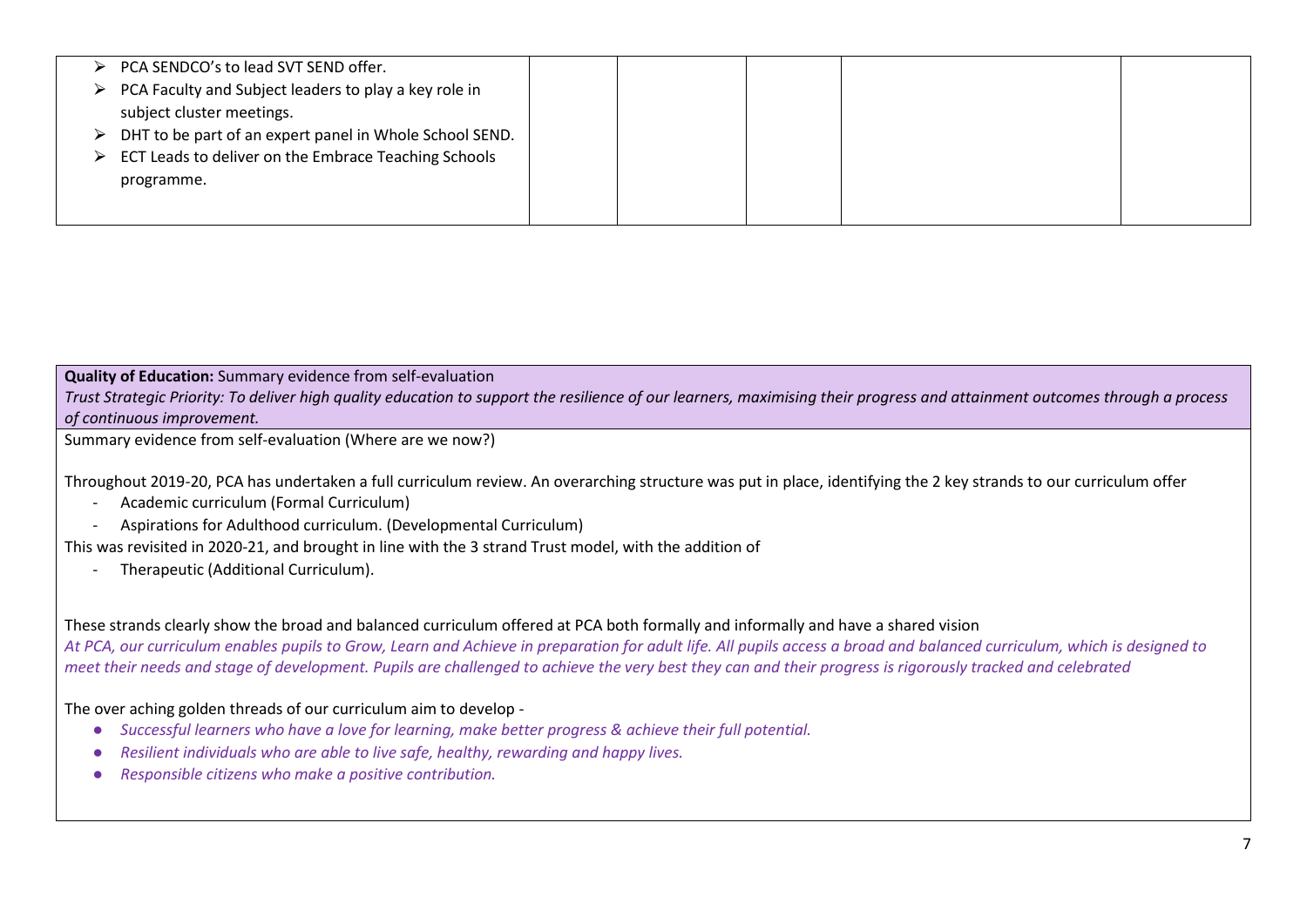| | | | | | |
|---|---|---|---|---|---|
| ➢ PCA SENDCO's to lead SVT SEND offer.<br>➢ PCA Faculty and Subject leaders to play a key role in subject cluster meetings.<br>➢ DHT to be part of an expert panel in Whole School SEND.<br>➢ ECT Leads to deliver on the Embrace Teaching Schools programme. | | | | | |

**Quality of Education:** Summary evidence from self-evaluation

*Trust Strategic Priority: To deliver high quality education to support the resilience of our learners, maximising their progress and attainment outcomes through a process of continuous improvement.*

Summary evidence from self-evaluation (Where are we now?)

Throughout 2019-20, PCA has undertaken a full curriculum review. An overarching structure was put in place, identifying the 2 key strands to our curriculum offer

- Academic curriculum (Formal Curriculum)
- Aspirations for Adulthood curriculum. (Developmental Curriculum)

This was revisited in 2020-21, and brought in line with the 3 strand Trust model, with the addition of

- Therapeutic (Additional Curriculum).

These strands clearly show the broad and balanced curriculum offered at PCA both formally and informally and have a shared vision

*At PCA, our curriculum enables pupils to Grow, Learn and Achieve in preparation for adult life. All pupils access a broad and balanced curriculum, which is designed to meet their needs and stage of development. Pupils are challenged to achieve the very best they can and their progress is rigorously tracked and celebrated*

The over aching golden threads of our curriculum aim to develop -

- *Successful learners who have a love for learning, make better progress & achieve their full potential.*
- *Resilient individuals who are able to live safe, healthy, rewarding and happy lives.*
- *Responsible citizens who make a positive contribution.*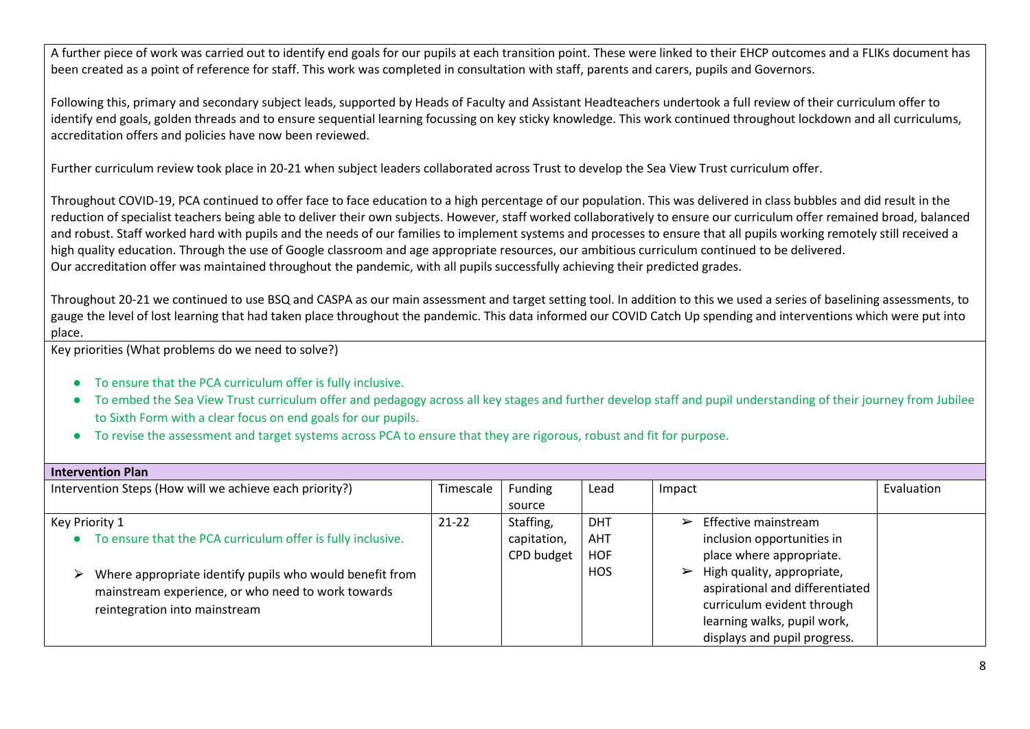A further piece of work was carried out to identify end goals for our pupils at each transition point. These were linked to their EHCP outcomes and a FLIKs document has been created as a point of reference for staff. This work was completed in consultation with staff, parents and carers, pupils and Governors.

Following this, primary and secondary subject leads, supported by Heads of Faculty and Assistant Headteachers undertook a full review of their curriculum offer to identify end goals, golden threads and to ensure sequential learning focussing on key sticky knowledge. This work continued throughout lockdown and all curriculums, accreditation offers and policies have now been reviewed.

Further curriculum review took place in 20-21 when subject leaders collaborated across Trust to develop the Sea View Trust curriculum offer.

Throughout COVID-19, PCA continued to offer face to face education to a high percentage of our population. This was delivered in class bubbles and did result in the reduction of specialist teachers being able to deliver their own subjects. However, staff worked collaboratively to ensure our curriculum offer remained broad, balanced and robust. Staff worked hard with pupils and the needs of our families to implement systems and processes to ensure that all pupils working remotely still received a high quality education. Through the use of Google classroom and age appropriate resources, our ambitious curriculum continued to be delivered.
Our accreditation offer was maintained throughout the pandemic, with all pupils successfully achieving their predicted grades.

Throughout 20-21 we continued to use BSQ and CASPA as our main assessment and target setting tool. In addition to this we used a series of baselining assessments, to gauge the level of lost learning that had taken place throughout the pandemic. This data informed our COVID Catch Up spending and interventions which were put into place.

Key priorities (What problems do we need to solve?)

- To ensure that the PCA curriculum offer is fully inclusive.
- To embed the Sea View Trust curriculum offer and pedagogy across all key stages and further develop staff and pupil understanding of their journey from Jubilee to Sixth Form with a clear focus on end goals for our pupils.
- To revise the assessment and target systems across PCA to ensure that they are rigorous, robust and fit for purpose.

**Intervention Plan**

| Intervention Steps (How will we achieve each priority?) | Timescale | Funding source | Lead | Impact | Evaluation |
|---|---|---|---|---|---|
| Key Priority 1<br>• To ensure that the PCA curriculum offer is fully inclusive.<br><br>➢ Where appropriate identify pupils who would benefit from mainstream experience, or who need to work towards reintegration into mainstream | 21-22 | Staffing, capitation, CPD budget | DHT<br>AHT<br>HOF<br>HOS | ➢ Effective mainstream inclusion opportunities in place where appropriate.<br>➢ High quality, appropriate, aspirational and differentiated curriculum evident through learning walks, pupil work, displays and pupil progress. | |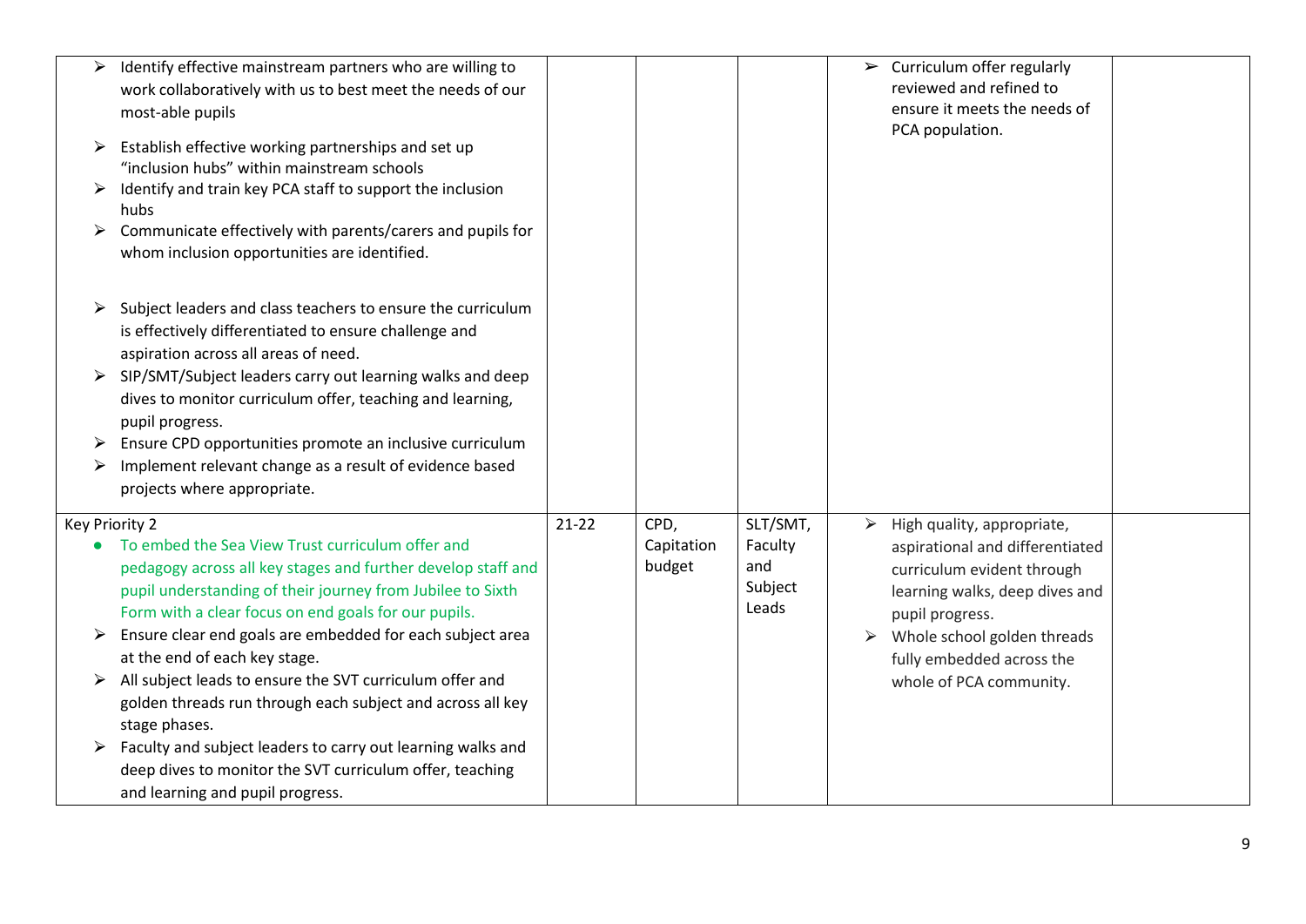| | | | | | |
|---|---|---|---|---|---|
| ➢ Identify effective mainstream partners who are willing to work collaboratively with us to best meet the needs of our most-able pupils<br>➢ Establish effective working partnerships and set up "inclusion hubs" within mainstream schools<br>➢ Identify and train key PCA staff to support the inclusion hubs<br>➢ Communicate effectively with parents/carers and pupils for whom inclusion opportunities are identified.<br><br>➢ Subject leaders and class teachers to ensure the curriculum is effectively differentiated to ensure challenge and aspiration across all areas of need.<br>➢ SIP/SMT/Subject leaders carry out learning walks and deep dives to monitor curriculum offer, teaching and learning, pupil progress.<br>➢ Ensure CPD opportunities promote an inclusive curriculum<br>➢ Implement relevant change as a result of evidence based projects where appropriate. | | | | ➢ Curriculum offer regularly reviewed and refined to ensure it meets the needs of PCA population. | |
| Key Priority 2<br>• To embed the Sea View Trust curriculum offer and pedagogy across all key stages and further develop staff and pupil understanding of their journey from Jubilee to Sixth Form with a clear focus on end goals for our pupils.<br>➢ Ensure clear end goals are embedded for each subject area at the end of each key stage.<br>➢ All subject leads to ensure the SVT curriculum offer and golden threads run through each subject and across all key stage phases.<br>➢ Faculty and subject leaders to carry out learning walks and deep dives to monitor the SVT curriculum offer, teaching and learning and pupil progress. | 21-22 | CPD, Capitation budget | SLT/SMT, Faculty and Subject Leads | ➢ High quality, appropriate, aspirational and differentiated curriculum evident through learning walks, deep dives and pupil progress.<br>➢ Whole school golden threads fully embedded across the whole of PCA community. | |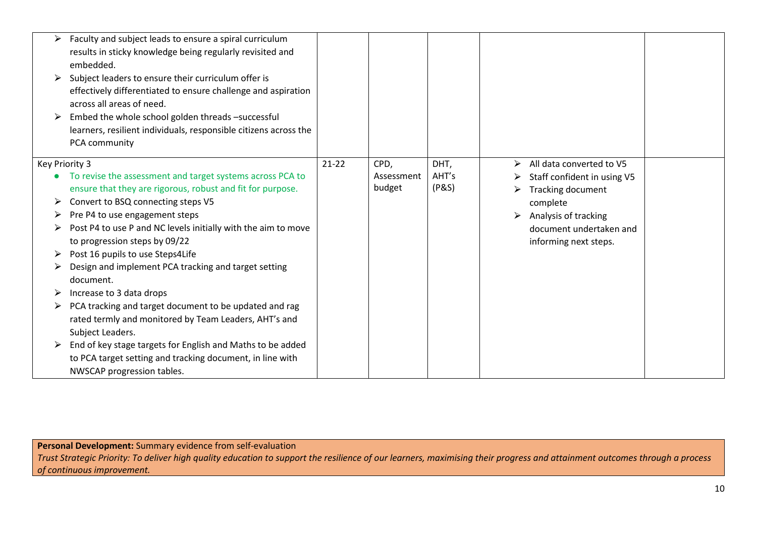| | | | | | |
|---|---|---|---|---|---|
| ➢ Faculty and subject leads to ensure a spiral curriculum results in sticky knowledge being regularly revisited and embedded.<br>➢ Subject leaders to ensure their curriculum offer is effectively differentiated to ensure challenge and aspiration across all areas of need.<br>➢ Embed the whole school golden threads –successful learners, resilient individuals, responsible citizens across the PCA community | | | | | |
| Key Priority 3<br>• To revise the assessment and target systems across PCA to ensure that they are rigorous, robust and fit for purpose.<br>➢ Convert to BSQ connecting steps V5<br>➢ Pre P4 to use engagement steps<br>➢ Post P4 to use P and NC levels initially with the aim to move to progression steps by 09/22<br>➢ Post 16 pupils to use Steps4Life<br>➢ Design and implement PCA tracking and target setting document.<br>➢ Increase to 3 data drops<br>➢ PCA tracking and target document to be updated and rag rated termly and monitored by Team Leaders, AHT's and Subject Leaders.<br>➢ End of key stage targets for English and Maths to be added to PCA target setting and tracking document, in line with NWSCAP progression tables. | 21-22 | CPD, Assessment budget | DHT, AHT's (P&S) | ➢ All data converted to V5<br>➢ Staff confident in using V5<br>➢ Tracking document complete<br>➢ Analysis of tracking document undertaken and informing next steps. | |

**Personal Development:** Summary evidence from self-evaluation

*Trust Strategic Priority: To deliver high quality education to support the resilience of our learners, maximising their progress and attainment outcomes through a process of continuous improvement.*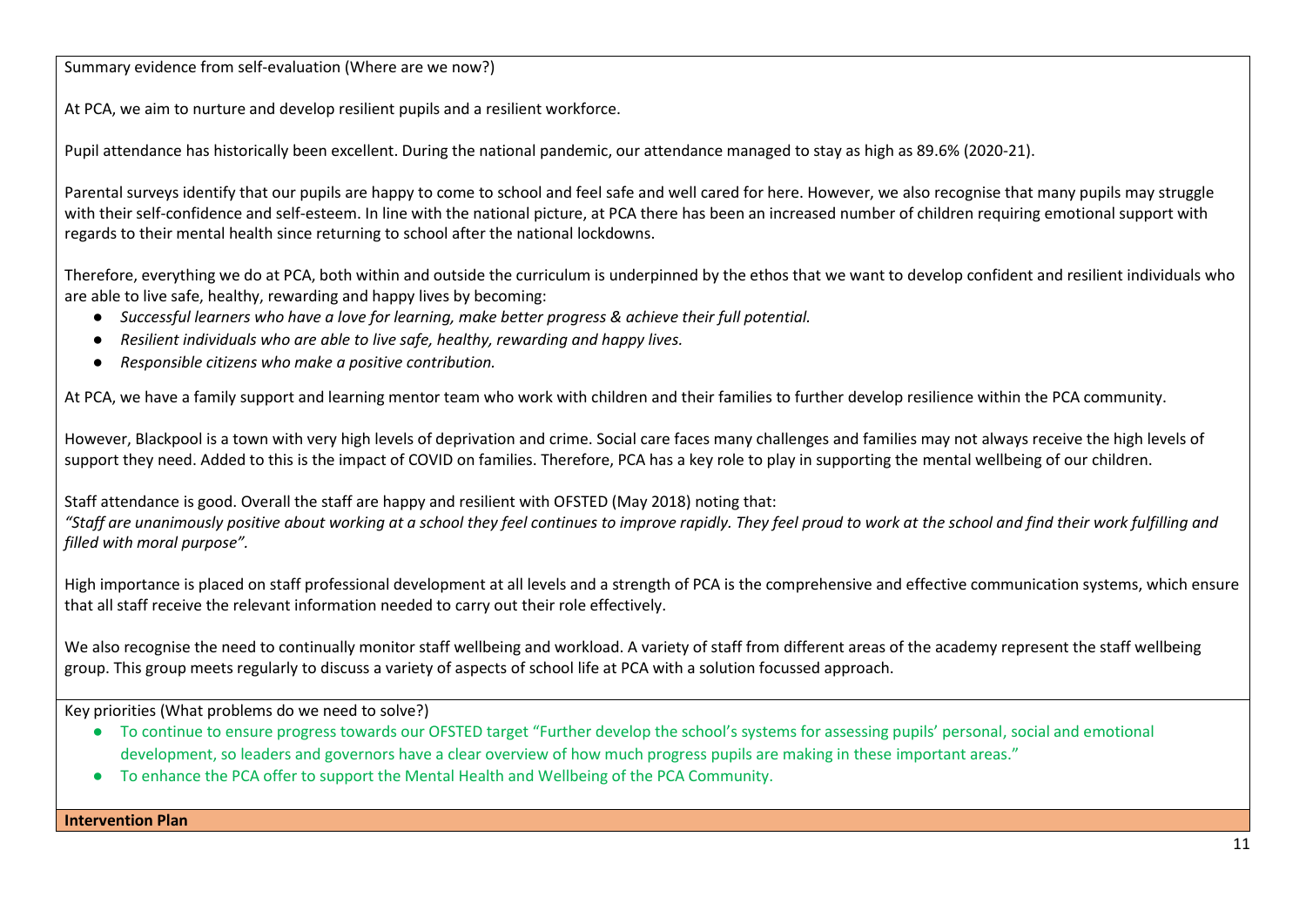Summary evidence from self-evaluation (Where are we now?)

At PCA, we aim to nurture and develop resilient pupils and a resilient workforce.

Pupil attendance has historically been excellent. During the national pandemic, our attendance managed to stay as high as 89.6% (2020-21).

Parental surveys identify that our pupils are happy to come to school and feel safe and well cared for here. However, we also recognise that many pupils may struggle with their self-confidence and self-esteem. In line with the national picture, at PCA there has been an increased number of children requiring emotional support with regards to their mental health since returning to school after the national lockdowns.

Therefore, everything we do at PCA, both within and outside the curriculum is underpinned by the ethos that we want to develop confident and resilient individuals who are able to live safe, healthy, rewarding and happy lives by becoming:

- *Successful learners who have a love for learning, make better progress & achieve their full potential.*
- *Resilient individuals who are able to live safe, healthy, rewarding and happy lives.*
- *Responsible citizens who make a positive contribution.*

At PCA, we have a family support and learning mentor team who work with children and their families to further develop resilience within the PCA community.

However, Blackpool is a town with very high levels of deprivation and crime. Social care faces many challenges and families may not always receive the high levels of support they need. Added to this is the impact of COVID on families. Therefore, PCA has a key role to play in supporting the mental wellbeing of our children.

Staff attendance is good. Overall the staff are happy and resilient with OFSTED (May 2018) noting that:
*"Staff are unanimously positive about working at a school they feel continues to improve rapidly. They feel proud to work at the school and find their work fulfilling and filled with moral purpose".*

High importance is placed on staff professional development at all levels and a strength of PCA is the comprehensive and effective communication systems, which ensure that all staff receive the relevant information needed to carry out their role effectively.

We also recognise the need to continually monitor staff wellbeing and workload. A variety of staff from different areas of the academy represent the staff wellbeing group. This group meets regularly to discuss a variety of aspects of school life at PCA with a solution focussed approach.

Key priorities (What problems do we need to solve?)

- To continue to ensure progress towards our OFSTED target "Further develop the school's systems for assessing pupils' personal, social and emotional development, so leaders and governors have a clear overview of how much progress pupils are making in these important areas."
- To enhance the PCA offer to support the Mental Health and Wellbeing of the PCA Community.

**Intervention Plan**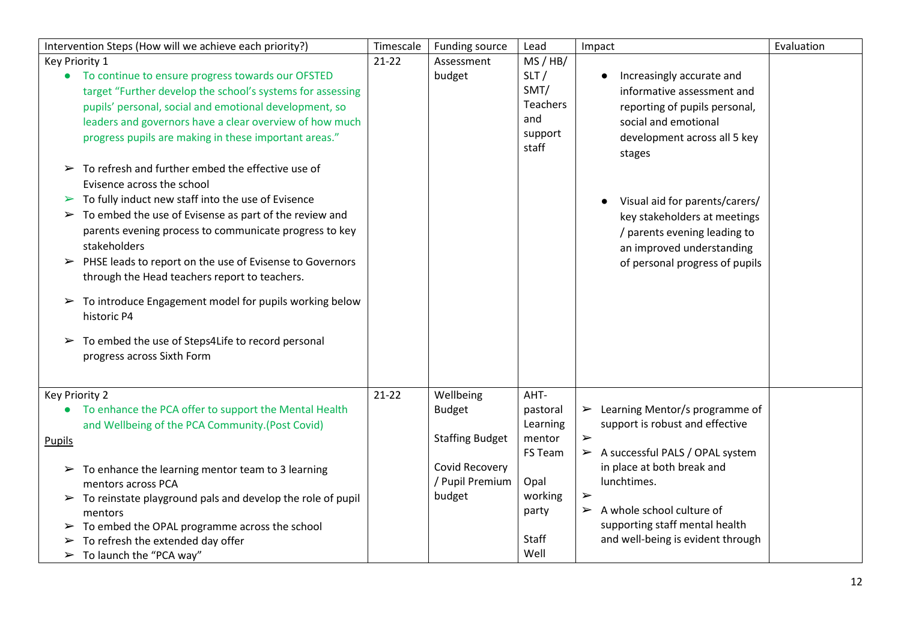| Intervention Steps (How will we achieve each priority?) | Timescale | Funding source | Lead | Impact | Evaluation |
|---|---|---|---|---|---|
| Key Priority 1<br>● To continue to ensure progress towards our OFSTED target "Further develop the school's systems for assessing pupils' personal, social and emotional development, so leaders and governors have a clear overview of how much progress pupils are making in these important areas."<br><br>➢ To refresh and further embed the effective use of Evisence across the school<br>➢ To fully induct new staff into the use of Evisence<br>➢ To embed the use of Evisense as part of the review and parents evening process to communicate progress to key stakeholders<br>➢ PHSE leads to report on the use of Evisense to Governors through the Head teachers report to teachers.<br><br>➢ To introduce Engagement model for pupils working below historic P4<br><br>➢ To embed the use of Steps4Life to record personal progress across Sixth Form | 21-22 | Assessment budget | MS / HB/ SLT / SMT/ Teachers and support staff | ● Increasingly accurate and informative assessment and reporting of pupils personal, social and emotional development across all 5 key stages<br><br>● Visual aid for parents/carers/ key stakeholders at meetings / parents evening leading to an improved understanding of personal progress of pupils | |
| Key Priority 2<br>● To enhance the PCA offer to support the Mental Health and Wellbeing of the PCA Community.(Post Covid)<br><u>Pupils</u><br><br>➢ To enhance the learning mentor team to 3 learning mentors across PCA<br>➢ To reinstate playground pals and develop the role of pupil mentors<br>➢ To embed the OPAL programme across the school<br>➢ To refresh the extended day offer<br>➢ To launch the "PCA way" | 21-22 | Wellbeing Budget<br><br>Staffing Budget<br><br>Covid Recovery / Pupil Premium budget | AHT-pastoral Learning mentor<br>FS Team<br><br>Opal working party<br><br>Staff Well | ➢ Learning Mentor/s programme of support is robust and effective<br>➢<br>➢ A successful PALS / OPAL system in place at both break and lunchtimes.<br>➢<br>➢ A whole school culture of supporting staff mental health and well-being is evident through | |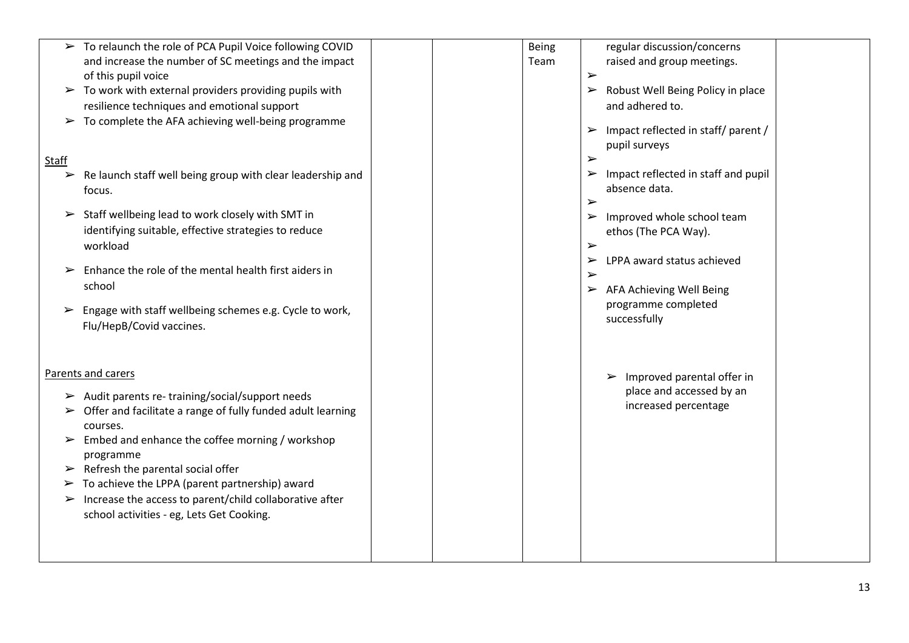| | | | | | |
|---|---|---|---|---|---|
| ➢ To relaunch the role of PCA Pupil Voice following COVID and increase the number of SC meetings and the impact of this pupil voice<br>➢ To work with external providers providing pupils with resilience techniques and emotional support<br>➢ To complete the AFA achieving well-being programme<br><br>Staff<br>➢ Re launch staff well being group with clear leadership and focus.<br>➢ Staff wellbeing lead to work closely with SMT in identifying suitable, effective strategies to reduce workload<br>➢ Enhance the role of the mental health first aiders in school<br>➢ Engage with staff wellbeing schemes e.g. Cycle to work, Flu/HepB/Covid vaccines.<br><br>Parents and carers<br>➢ Audit parents re- training/social/support needs<br>➢ Offer and facilitate a range of fully funded adult learning courses.<br>➢ Embed and enhance the coffee morning / workshop programme<br>➢ Refresh the parental social offer<br>➢ To achieve the LPPA (parent partnership) award<br>➢ Increase the access to parent/child collaborative after school activities - eg, Lets Get Cooking. | | | Being Team | regular discussion/concerns raised and group meetings.<br>➢<br>➢ Robust Well Being Policy in place and adhered to.<br>➢ Impact reflected in staff/ parent / pupil surveys<br>➢<br>➢ Impact reflected in staff and pupil absence data.<br>➢<br>➢ Improved whole school team ethos (The PCA Way).<br>➢<br>➢ LPPA award status achieved<br>➢<br>➢ AFA Achieving Well Being programme completed successfully<br><br>➢ Improved parental offer in place and accessed by an increased percentage | |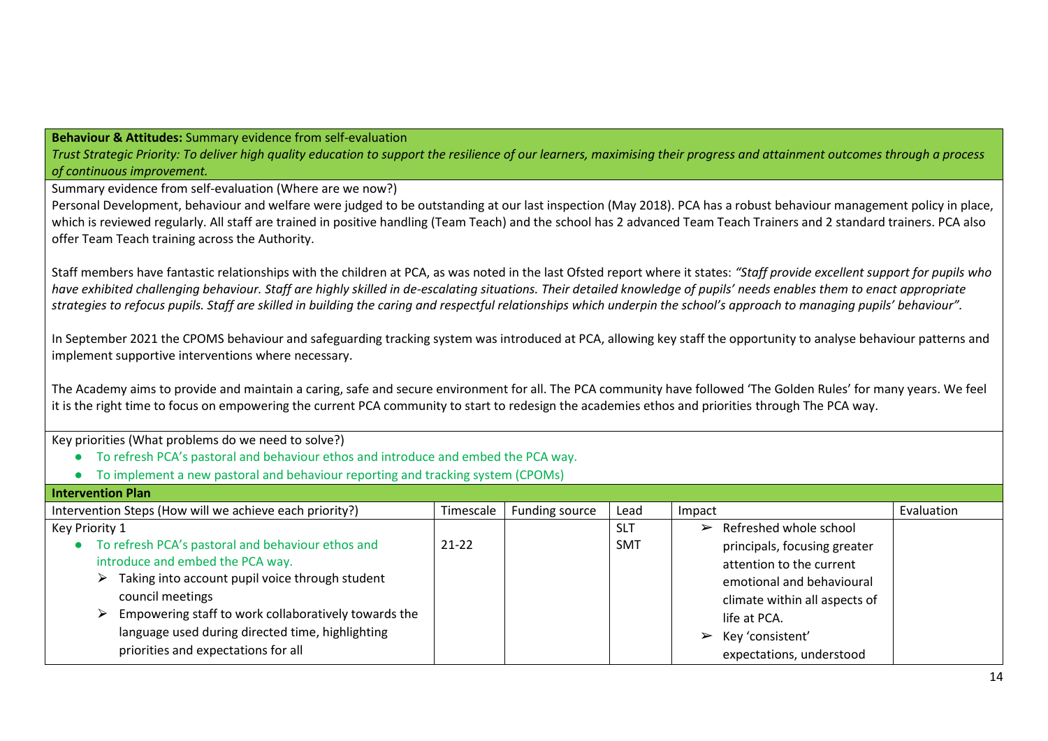**Behaviour & Attitudes:** Summary evidence from self-evaluation

*Trust Strategic Priority: To deliver high quality education to support the resilience of our learners, maximising their progress and attainment outcomes through a process of continuous improvement.*

Summary evidence from self-evaluation (Where are we now?)

Personal Development, behaviour and welfare were judged to be outstanding at our last inspection (May 2018). PCA has a robust behaviour management policy in place, which is reviewed regularly. All staff are trained in positive handling (Team Teach) and the school has 2 advanced Team Teach Trainers and 2 standard trainers. PCA also offer Team Teach training across the Authority.

Staff members have fantastic relationships with the children at PCA, as was noted in the last Ofsted report where it states: *"Staff provide excellent support for pupils who have exhibited challenging behaviour. Staff are highly skilled in de-escalating situations. Their detailed knowledge of pupils' needs enables them to enact appropriate strategies to refocus pupils. Staff are skilled in building the caring and respectful relationships which underpin the school's approach to managing pupils' behaviour".*

In September 2021 the CPOMS behaviour and safeguarding tracking system was introduced at PCA, allowing key staff the opportunity to analyse behaviour patterns and implement supportive interventions where necessary.

The Academy aims to provide and maintain a caring, safe and secure environment for all. The PCA community have followed 'The Golden Rules' for many years. We feel it is the right time to focus on empowering the current PCA community to start to redesign the academies ethos and priorities through The PCA way.

Key priorities (What problems do we need to solve?)

- To refresh PCA's pastoral and behaviour ethos and introduce and embed the PCA way.
- To implement a new pastoral and behaviour reporting and tracking system (CPOMs)

**Intervention Plan**

| Intervention Steps (How will we achieve each priority?) | Timescale | Funding source | Lead | Impact | Evaluation |
|---|---|---|---|---|---|
| Key Priority 1<br>• To refresh PCA's pastoral and behaviour ethos and introduce and embed the PCA way.<br>➢ Taking into account pupil voice through student council meetings<br>➢ Empowering staff to work collaboratively towards the language used during directed time, highlighting priorities and expectations for all | 21-22 | | SLT<br>SMT | ➢ Refreshed whole school principals, focusing greater attention to the current emotional and behavioural climate within all aspects of life at PCA.<br>➢ Key 'consistent' expectations, understood | |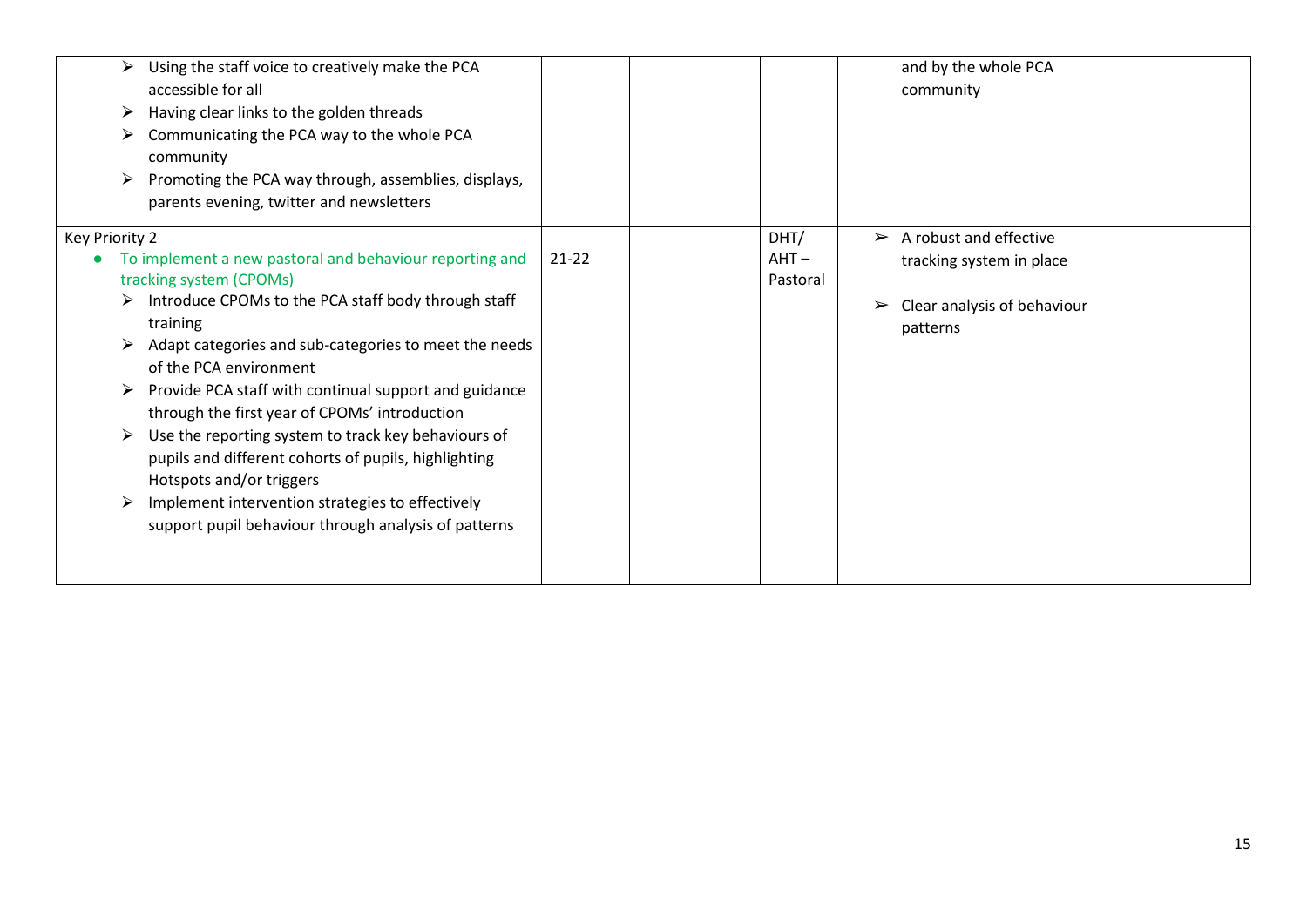| | | | | | |
|---|---|---|---|---|---|
| ➢ Using the staff voice to creatively make the PCA accessible for all<br>➢ Having clear links to the golden threads<br>➢ Communicating the PCA way to the whole PCA community<br>➢ Promoting the PCA way through, assemblies, displays, parents evening, twitter and newsletters | | | | and by the whole PCA community | |
| Key Priority 2<br>● To implement a new pastoral and behaviour reporting and tracking system (CPOMs)<br>➢ Introduce CPOMs to the PCA staff body through staff training<br>➢ Adapt categories and sub-categories to meet the needs of the PCA environment<br>➢ Provide PCA staff with continual support and guidance through the first year of CPOMs' introduction<br>➢ Use the reporting system to track key behaviours of pupils and different cohorts of pupils, highlighting Hotspots and/or triggers<br>➢ Implement intervention strategies to effectively support pupil behaviour through analysis of patterns | 21-22 | | DHT/ AHT – Pastoral | ➢ A robust and effective tracking system in place<br>➢ Clear analysis of behaviour patterns | |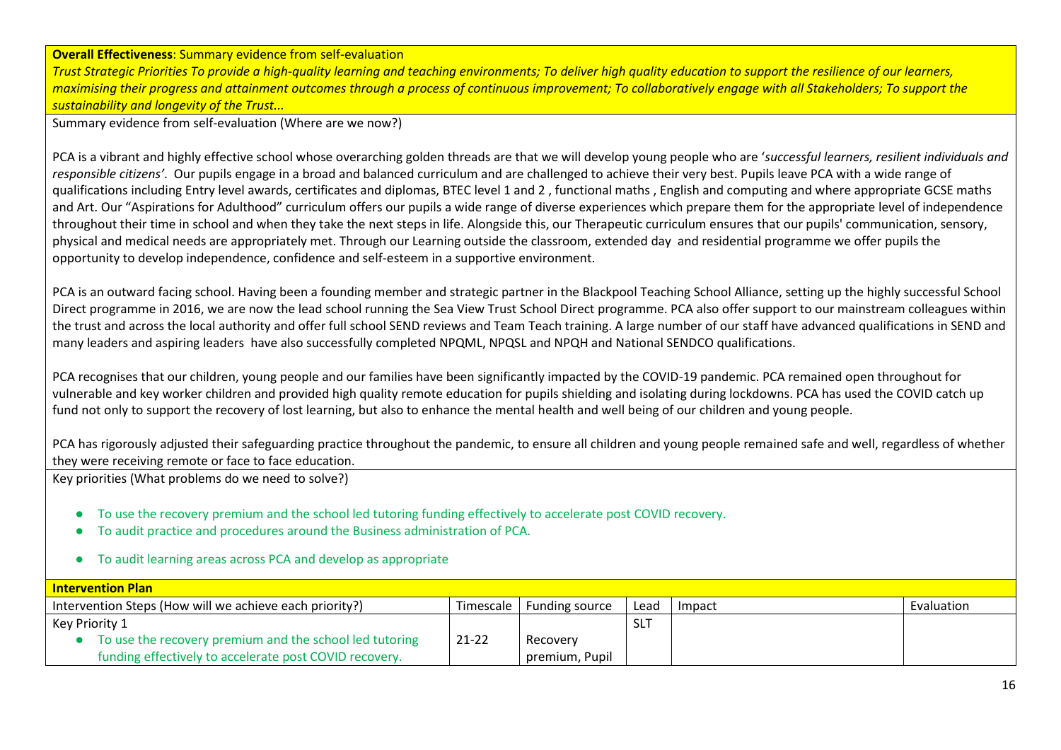**Overall Effectiveness**: Summary evidence from self-evaluation

*Trust Strategic Priorities To provide a high-quality learning and teaching environments; To deliver high quality education to support the resilience of our learners, maximising their progress and attainment outcomes through a process of continuous improvement; To collaboratively engage with all Stakeholders; To support the sustainability and longevity of the Trust...*

Summary evidence from self-evaluation (Where are we now?)

PCA is a vibrant and highly effective school whose overarching golden threads are that we will develop young people who are '*successful learners, resilient individuals and responsible citizens'*. Our pupils engage in a broad and balanced curriculum and are challenged to achieve their very best. Pupils leave PCA with a wide range of qualifications including Entry level awards, certificates and diplomas, BTEC level 1 and 2 , functional maths , English and computing and where appropriate GCSE maths and Art. Our "Aspirations for Adulthood" curriculum offers our pupils a wide range of diverse experiences which prepare them for the appropriate level of independence throughout their time in school and when they take the next steps in life. Alongside this, our Therapeutic curriculum ensures that our pupils' communication, sensory, physical and medical needs are appropriately met. Through our Learning outside the classroom, extended day and residential programme we offer pupils the opportunity to develop independence, confidence and self-esteem in a supportive environment.

PCA is an outward facing school. Having been a founding member and strategic partner in the Blackpool Teaching School Alliance, setting up the highly successful School Direct programme in 2016, we are now the lead school running the Sea View Trust School Direct programme. PCA also offer support to our mainstream colleagues within the trust and across the local authority and offer full school SEND reviews and Team Teach training. A large number of our staff have advanced qualifications in SEND and many leaders and aspiring leaders have also successfully completed NPQML, NPQSL and NPQH and National SENDCO qualifications.

PCA recognises that our children, young people and our families have been significantly impacted by the COVID-19 pandemic. PCA remained open throughout for vulnerable and key worker children and provided high quality remote education for pupils shielding and isolating during lockdowns. PCA has used the COVID catch up fund not only to support the recovery of lost learning, but also to enhance the mental health and well being of our children and young people.

PCA has rigorously adjusted their safeguarding practice throughout the pandemic, to ensure all children and young people remained safe and well, regardless of whether they were receiving remote or face to face education.

Key priorities (What problems do we need to solve?)

- To use the recovery premium and the school led tutoring funding effectively to accelerate post COVID recovery.
- To audit practice and procedures around the Business administration of PCA.
- To audit learning areas across PCA and develop as appropriate

**Intervention Plan**

| Intervention Steps (How will we achieve each priority?) | Timescale | Funding source | Lead | Impact | Evaluation |
|---|---|---|---|---|---|
| Key Priority 1 | | | SLT | | |
| • To use the recovery premium and the school led tutoring funding effectively to accelerate post COVID recovery. | 21-22 | Recovery premium, Pupil | | | |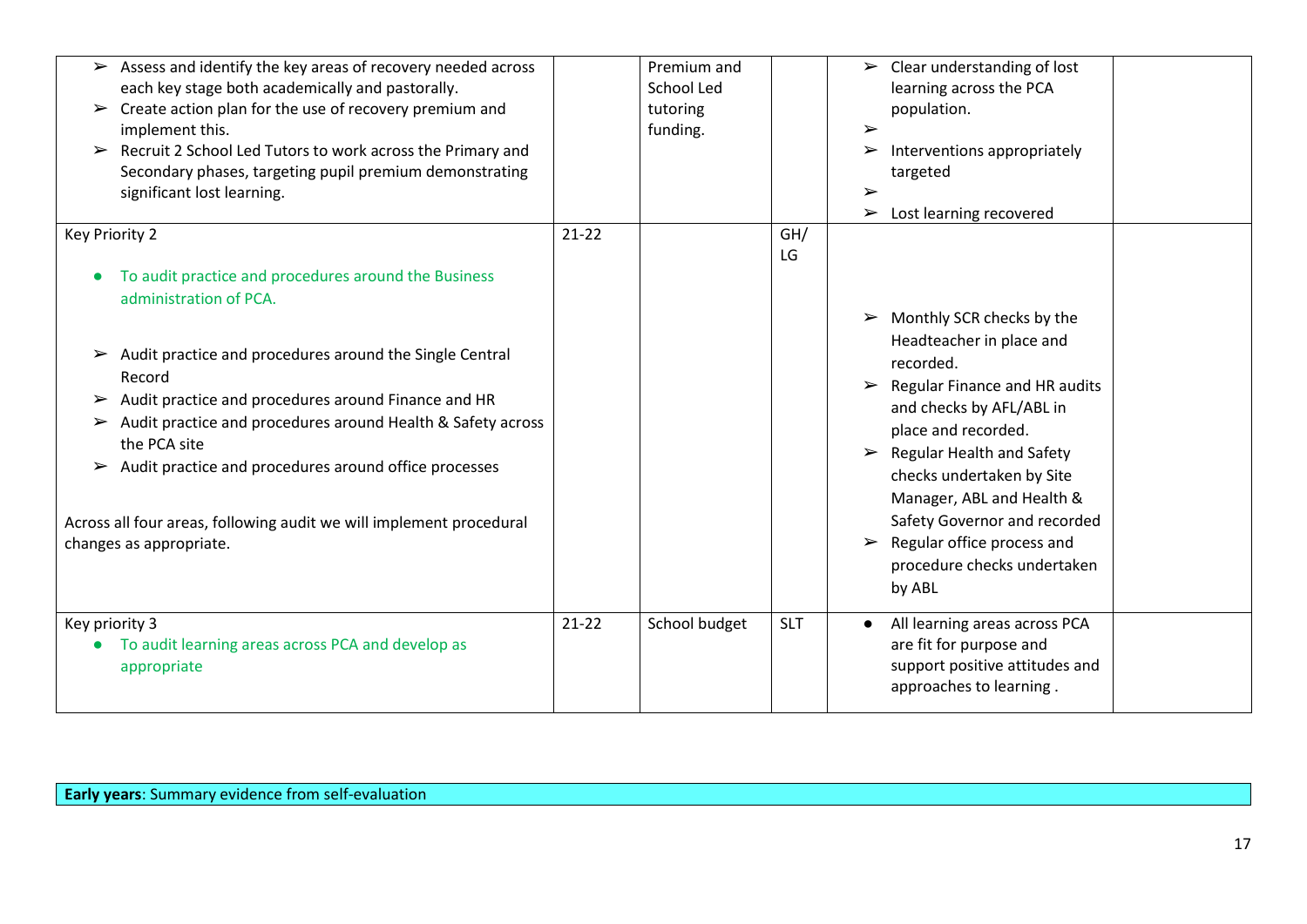| | | | | | |
|---|---|---|---|---|---|
| ➢ Assess and identify the key areas of recovery needed across each key stage both academically and pastorally.<br>➢ Create action plan for the use of recovery premium and implement this.<br>➢ Recruit 2 School Led Tutors to work across the Primary and Secondary phases, targeting pupil premium demonstrating significant lost learning. | | Premium and School Led tutoring funding. | | ➢ Clear understanding of lost learning across the PCA population.<br>➢<br>➢ Interventions appropriately targeted<br>➢<br>➢ Lost learning recovered | |
| Key Priority 2<br><br>• To audit practice and procedures around the Business administration of PCA.<br><br>➢ Audit practice and procedures around the Single Central Record<br>➢ Audit practice and procedures around Finance and HR<br>➢ Audit practice and procedures around Health & Safety across the PCA site<br>➢ Audit practice and procedures around office processes<br><br>Across all four areas, following audit we will implement procedural changes as appropriate. | 21-22 | | GH/ LG | ➢ Monthly SCR checks by the Headteacher in place and recorded.<br>➢ Regular Finance and HR audits and checks by AFL/ABL in place and recorded.<br>➢ Regular Health and Safety checks undertaken by Site Manager, ABL and Health & Safety Governor and recorded<br>➢ Regular office process and procedure checks undertaken by ABL | |
| Key priority 3<br>• To audit learning areas across PCA and develop as appropriate | 21-22 | School budget | SLT | • All learning areas across PCA are fit for purpose and support positive attitudes and approaches to learning . | |

| **Early years**: Summary evidence from self-evaluation |
|---|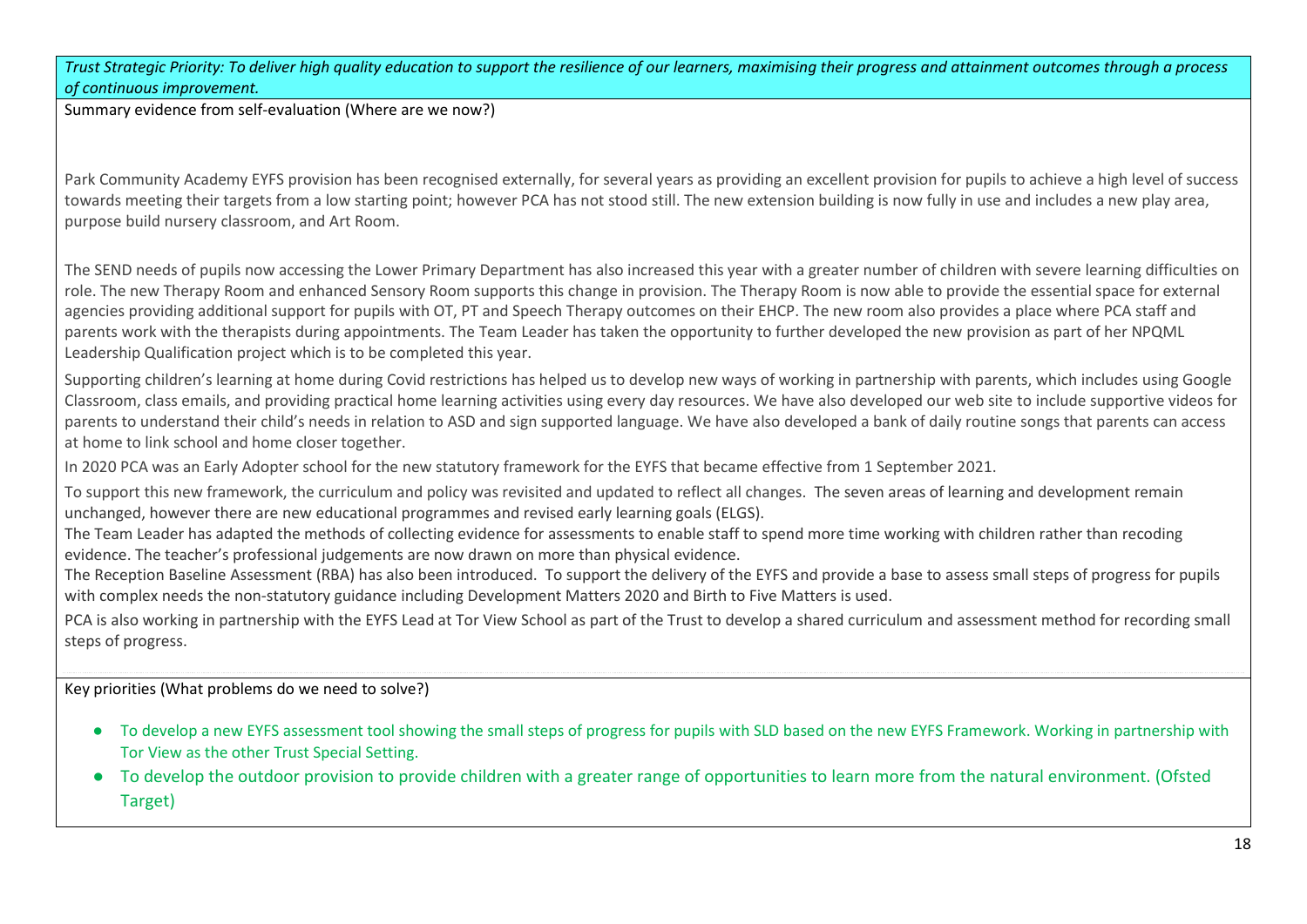*Trust Strategic Priority: To deliver high quality education to support the resilience of our learners, maximising their progress and attainment outcomes through a process of continuous improvement.*

Summary evidence from self-evaluation (Where are we now?)

Park Community Academy EYFS provision has been recognised externally, for several years as providing an excellent provision for pupils to achieve a high level of success towards meeting their targets from a low starting point; however PCA has not stood still. The new extension building is now fully in use and includes a new play area, purpose build nursery classroom, and Art Room.

The SEND needs of pupils now accessing the Lower Primary Department has also increased this year with a greater number of children with severe learning difficulties on role. The new Therapy Room and enhanced Sensory Room supports this change in provision. The Therapy Room is now able to provide the essential space for external agencies providing additional support for pupils with OT, PT and Speech Therapy outcomes on their EHCP. The new room also provides a place where PCA staff and parents work with the therapists during appointments. The Team Leader has taken the opportunity to further developed the new provision as part of her NPQML Leadership Qualification project which is to be completed this year.

Supporting children's learning at home during Covid restrictions has helped us to develop new ways of working in partnership with parents, which includes using Google Classroom, class emails, and providing practical home learning activities using every day resources. We have also developed our web site to include supportive videos for parents to understand their child's needs in relation to ASD and sign supported language. We have also developed a bank of daily routine songs that parents can access at home to link school and home closer together.

In 2020 PCA was an Early Adopter school for the new statutory framework for the EYFS that became effective from 1 September 2021.

To support this new framework, the curriculum and policy was revisited and updated to reflect all changes. The seven areas of learning and development remain unchanged, however there are new educational programmes and revised early learning goals (ELGS).
The Team Leader has adapted the methods of collecting evidence for assessments to enable staff to spend more time working with children rather than recoding evidence. The teacher's professional judgements are now drawn on more than physical evidence.
The Reception Baseline Assessment (RBA) has also been introduced. To support the delivery of the EYFS and provide a base to assess small steps of progress for pupils with complex needs the non-statutory guidance including Development Matters 2020 and Birth to Five Matters is used.

PCA is also working in partnership with the EYFS Lead at Tor View School as part of the Trust to develop a shared curriculum and assessment method for recording small steps of progress.

Key priorities (What problems do we need to solve?)

- To develop a new EYFS assessment tool showing the small steps of progress for pupils with SLD based on the new EYFS Framework. Working in partnership with Tor View as the other Trust Special Setting.
- To develop the outdoor provision to provide children with a greater range of opportunities to learn more from the natural environment. (Ofsted Target)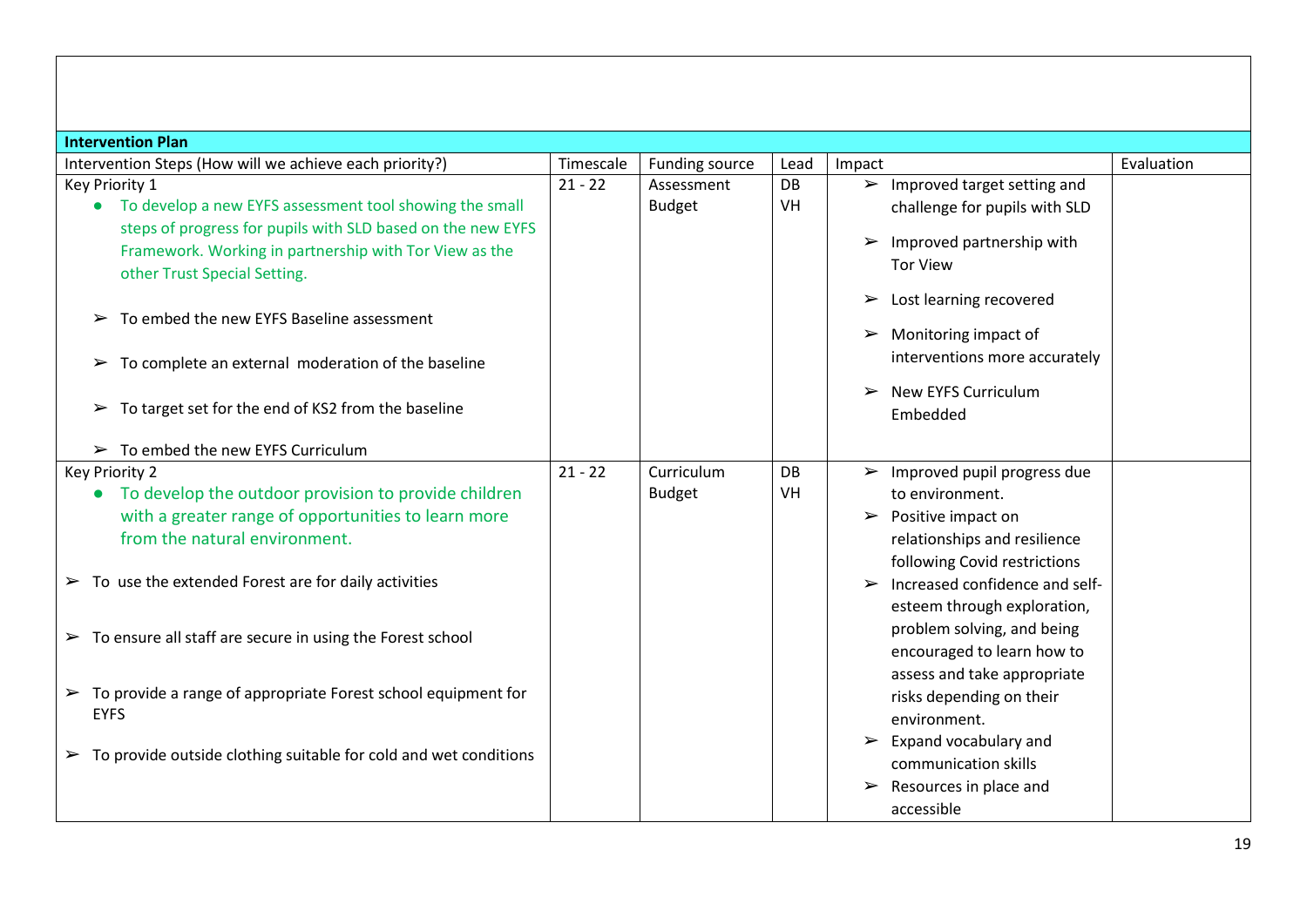| Intervention Plan | | | | | |
|---|---|---|---|---|---|
| Intervention Steps (How will we achieve each priority?) | Timescale | Funding source | Lead | Impact | Evaluation |
| Key Priority 1<br>● To develop a new EYFS assessment tool showing the small steps of progress for pupils with SLD based on the new EYFS Framework. Working in partnership with Tor View as the other Trust Special Setting.<br>➢ To embed the new EYFS Baseline assessment<br>➢ To complete an external moderation of the baseline<br>➢ To target set for the end of KS2 from the baseline<br>➢ To embed the new EYFS Curriculum | 21 - 22 | Assessment Budget | DB<br>VH | ➢ Improved target setting and challenge for pupils with SLD<br>➢ Improved partnership with Tor View<br>➢ Lost learning recovered<br>➢ Monitoring impact of interventions more accurately<br>➢ New EYFS Curriculum Embedded | |
| Key Priority 2<br>● To develop the outdoor provision to provide children with a greater range of opportunities to learn more from the natural environment.<br>➢ To use the extended Forest are for daily activities<br>➢ To ensure all staff are secure in using the Forest school<br>➢ To provide a range of appropriate Forest school equipment for EYFS<br>➢ To provide outside clothing suitable for cold and wet conditions | 21 - 22 | Curriculum Budget | DB<br>VH | ➢ Improved pupil progress due to environment.<br>➢ Positive impact on relationships and resilience following Covid restrictions<br>➢ Increased confidence and self-esteem through exploration, problem solving, and being encouraged to learn how to assess and take appropriate risks depending on their environment.<br>➢ Expand vocabulary and communication skills<br>➢ Resources in place and accessible | |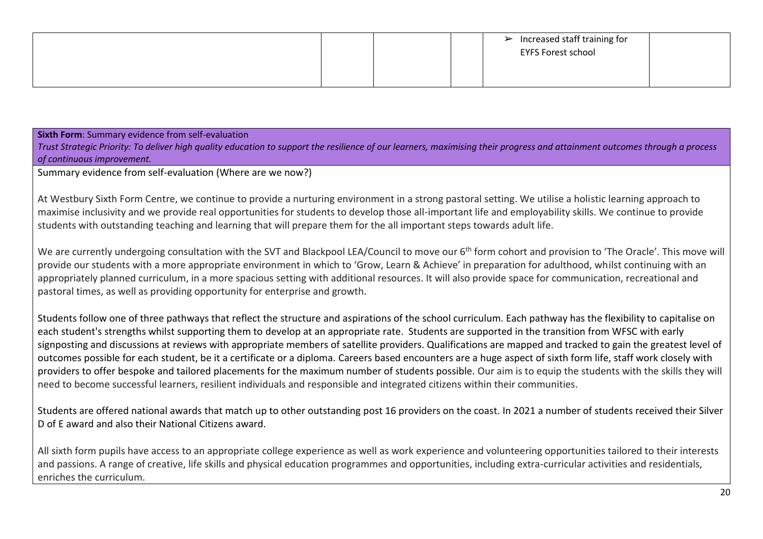|  |  |  |  | ➢ Increased staff training for EYFS Forest school |  |
|---|---|---|---|---|---|

**Sixth Form**: Summary evidence from self-evaluation

*Trust Strategic Priority: To deliver high quality education to support the resilience of our learners, maximising their progress and attainment outcomes through a process of continuous improvement.*

Summary evidence from self-evaluation (Where are we now?)

At Westbury Sixth Form Centre, we continue to provide a nurturing environment in a strong pastoral setting. We utilise a holistic learning approach to maximise inclusivity and we provide real opportunities for students to develop those all-important life and employability skills. We continue to provide students with outstanding teaching and learning that will prepare them for the all important steps towards adult life.

We are currently undergoing consultation with the SVT and Blackpool LEA/Council to move our 6th form cohort and provision to 'The Oracle'. This move will provide our students with a more appropriate environment in which to 'Grow, Learn & Achieve' in preparation for adulthood, whilst continuing with an appropriately planned curriculum, in a more spacious setting with additional resources. It will also provide space for communication, recreational and pastoral times, as well as providing opportunity for enterprise and growth.

Students follow one of three pathways that reflect the structure and aspirations of the school curriculum. Each pathway has the flexibility to capitalise on each student's strengths whilst supporting them to develop at an appropriate rate. Students are supported in the transition from WFSC with early signposting and discussions at reviews with appropriate members of satellite providers. Qualifications are mapped and tracked to gain the greatest level of outcomes possible for each student, be it a certificate or a diploma. Careers based encounters are a huge aspect of sixth form life, staff work closely with providers to offer bespoke and tailored placements for the maximum number of students possible. Our aim is to equip the students with the skills they will need to become successful learners, resilient individuals and responsible and integrated citizens within their communities.

Students are offered national awards that match up to other outstanding post 16 providers on the coast. In 2021 a number of students received their Silver D of E award and also their National Citizens award.

All sixth form pupils have access to an appropriate college experience as well as work experience and volunteering opportunities tailored to their interests and passions. A range of creative, life skills and physical education programmes and opportunities, including extra-curricular activities and residentials, enriches the curriculum.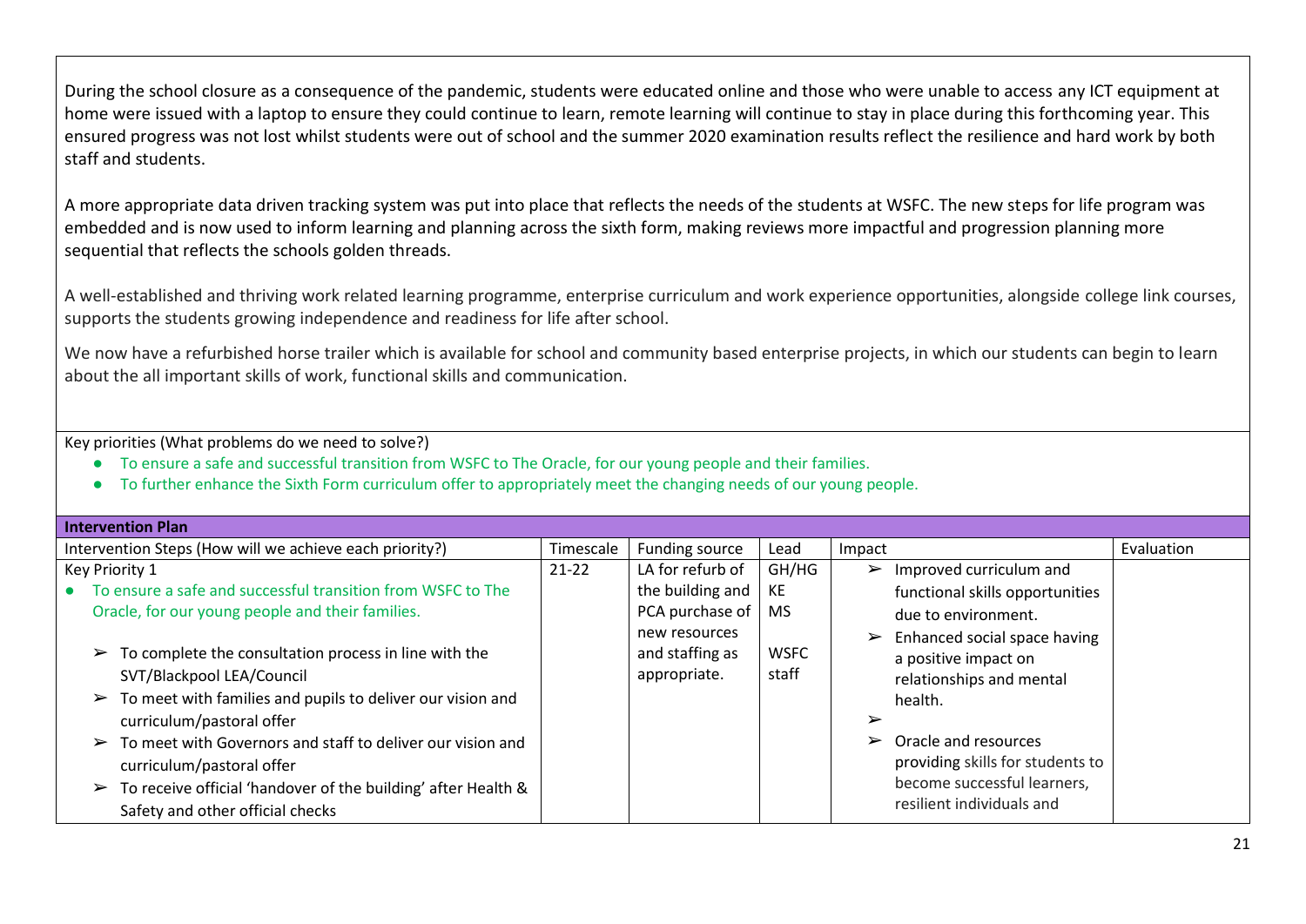During the school closure as a consequence of the pandemic, students were educated online and those who were unable to access any ICT equipment at home were issued with a laptop to ensure they could continue to learn, remote learning will continue to stay in place during this forthcoming year. This ensured progress was not lost whilst students were out of school and the summer 2020 examination results reflect the resilience and hard work by both staff and students.

A more appropriate data driven tracking system was put into place that reflects the needs of the students at WSFC. The new steps for life program was embedded and is now used to inform learning and planning across the sixth form, making reviews more impactful and progression planning more sequential that reflects the schools golden threads.

A well-established and thriving work related learning programme, enterprise curriculum and work experience opportunities, alongside college link courses, supports the students growing independence and readiness for life after school.

We now have a refurbished horse trailer which is available for school and community based enterprise projects, in which our students can begin to learn about the all important skills of work, functional skills and communication.

Key priorities (What problems do we need to solve?)

- To ensure a safe and successful transition from WSFC to The Oracle, for our young people and their families.
- To further enhance the Sixth Form curriculum offer to appropriately meet the changing needs of our young people.

**Intervention Plan**

| Intervention Steps (How will we achieve each priority?) | Timescale | Funding source | Lead | Impact | Evaluation |
|---|---|---|---|---|---|
| Key Priority 1<br>• To ensure a safe and successful transition from WSFC to The Oracle, for our young people and their families.<br>➢ To complete the consultation process in line with the SVT/Blackpool LEA/Council<br>➢ To meet with families and pupils to deliver our vision and curriculum/pastoral offer<br>➢ To meet with Governors and staff to deliver our vision and curriculum/pastoral offer<br>➢ To receive official 'handover of the building' after Health & Safety and other official checks | 21-22 | LA for refurb of the building and PCA purchase of new resources and staffing as appropriate. | GH/HG<br>KE<br>MS<br><br>WSFC staff | ➢ Improved curriculum and functional skills opportunities due to environment.<br>➢ Enhanced social space having a positive impact on relationships and mental health.<br>➢<br>➢ Oracle and resources providing skills for students to become successful learners, resilient individuals and | |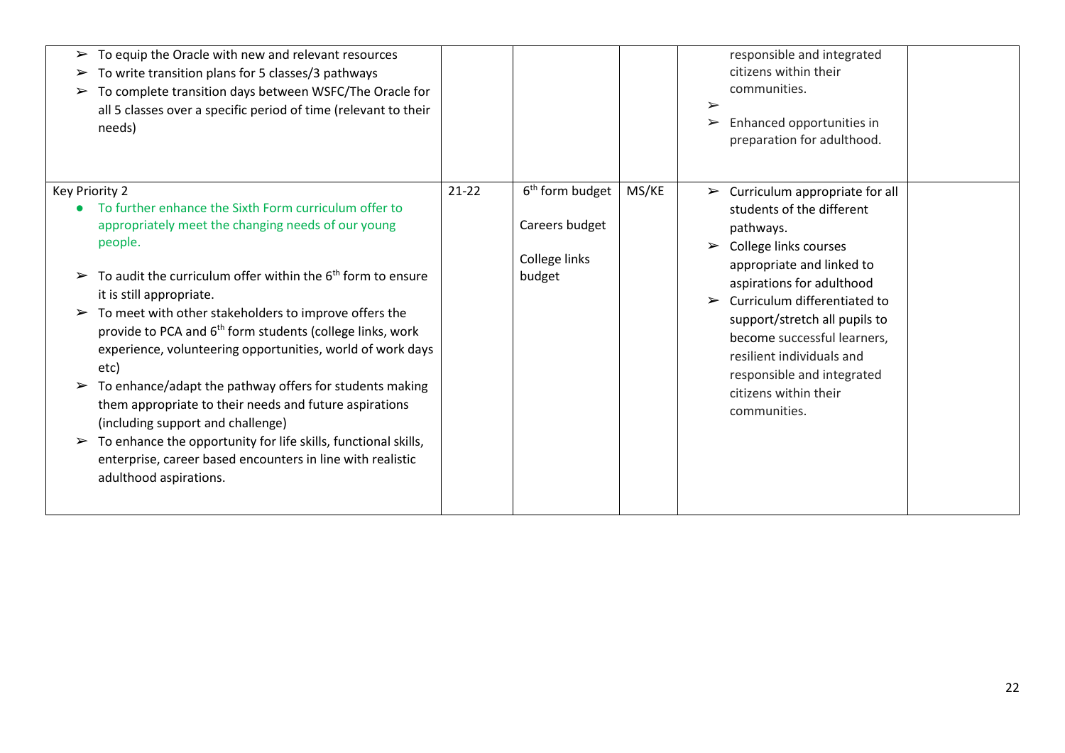| | | | | | |
|---|---|---|---|---|---|
| ➢ To equip the Oracle with new and relevant resources<br>➢ To write transition plans for 5 classes/3 pathways<br>➢ To complete transition days between WSFC/The Oracle for all 5 classes over a specific period of time (relevant to their needs) | | | | responsible and integrated citizens within their communities.<br>➢<br>➢ Enhanced opportunities in preparation for adulthood. | |
| Key Priority 2<br>• To further enhance the Sixth Form curriculum offer to appropriately meet the changing needs of our young people.<br><br>➢ To audit the curriculum offer within the 6th form to ensure it is still appropriate.<br>➢ To meet with other stakeholders to improve offers the provide to PCA and 6th form students (college links, work experience, volunteering opportunities, world of work days etc)<br>➢ To enhance/adapt the pathway offers for students making them appropriate to their needs and future aspirations (including support and challenge)<br>➢ To enhance the opportunity for life skills, functional skills, enterprise, career based encounters in line with realistic adulthood aspirations. | 21-22 | 6th form budget<br><br>Careers budget<br><br>College links budget | MS/KE | ➢ Curriculum appropriate for all students of the different pathways.<br>➢ College links courses appropriate and linked to aspirations for adulthood<br>➢ Curriculum differentiated to support/stretch all pupils to become successful learners, resilient individuals and responsible and integrated citizens within their communities. | |